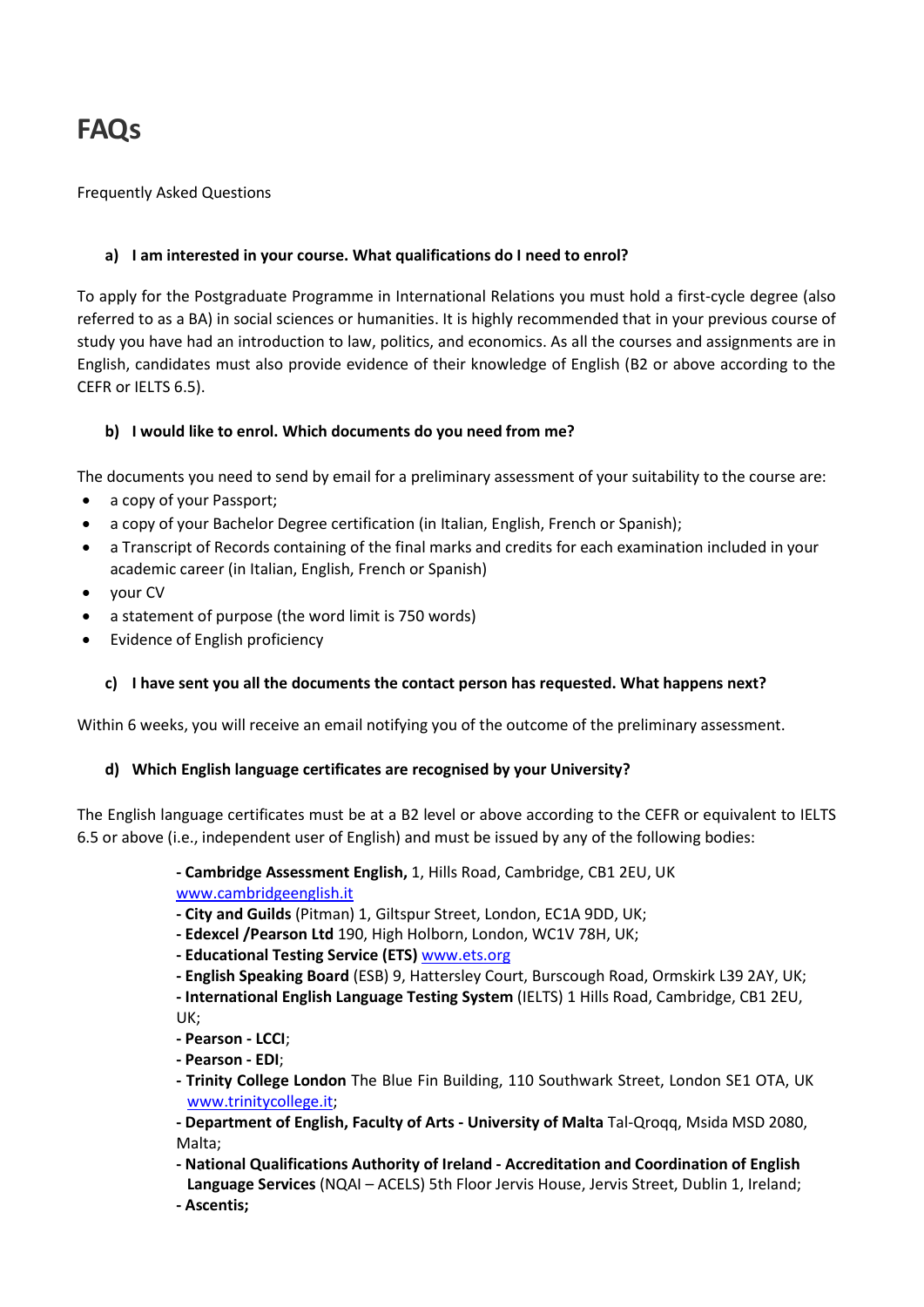# FAQs

Frequently Asked Questions

### a) I am interested in your course. What qualifications do I need to enrol?

To apply for the Postgraduate Programme in International Relations you must hold a first-cycle degree (also referred to as a BA) in social sciences or humanities. It is highly recommended that in your previous course of study you have had an introduction to law, politics, and economics. As all the courses and assignments are in English, candidates must also provide evidence of their knowledge of English (B2 or above according to the CEFR or IELTS 6.5).

### b) I would like to enrol. Which documents do you need from me?

The documents you need to send by email for a preliminary assessment of your suitability to the course are:

- a copy of your Passport;
- a copy of your Bachelor Degree certification (in Italian, English, French or Spanish);
- a Transcript of Records containing of the final marks and credits for each examination included in your academic career (in Italian, English, French or Spanish)
- your CV
- a statement of purpose (the word limit is 750 words)
- Evidence of English proficiency

### c) I have sent you all the documents the contact person has requested. What happens next?

Within 6 weeks, you will receive an email notifying you of the outcome of the preliminary assessment.

### d) Which English language certificates are recognised by your University?

The English language certificates must be at a B2 level or above according to the CEFR or equivalent to IELTS 6.5 or above (i.e., independent user of English) and must be issued by any of the following bodies:

- **Cambridge Assessment English,** 1, Hills Road, Cambridge, CB1 2EU, UK www.cambridgeenglish.it
- **City and Guilds** (Pitman) 1, Giltspur Street, London, EC1A 9DD, UK;
- **Edexcel /Pearson Ltd** 190, High Holborn, London, WC1V 78H, UK;
- **Educational Testing Service (ETS)** www.ets.org
- **English Speaking Board** (ESB) 9, Hattersley Court, Burscough Road, Ormskirk L39 2AY, UK;
- **International English Language Testing System** (IELTS) 1 Hills Road, Cambridge, CB1 2EU, UK;
- **Pearson - LCCI**;
- **Pearson - EDI**;
- **Trinity College London** The Blue Fin Building, 110 Southwark Street, London SE1 OTA, UK www.trinitycollege.it;
- **Department of English, Faculty of Arts - University of Malta** Tal-Qroqq, Msida MSD 2080, Malta;
- **National Qualifications Authority of Ireland - Accreditation and Coordination of English Language Services** (NQAI – ACELS) 5th Floor Jervis House, Jervis Street, Dublin 1, Ireland;
- **Ascentis;**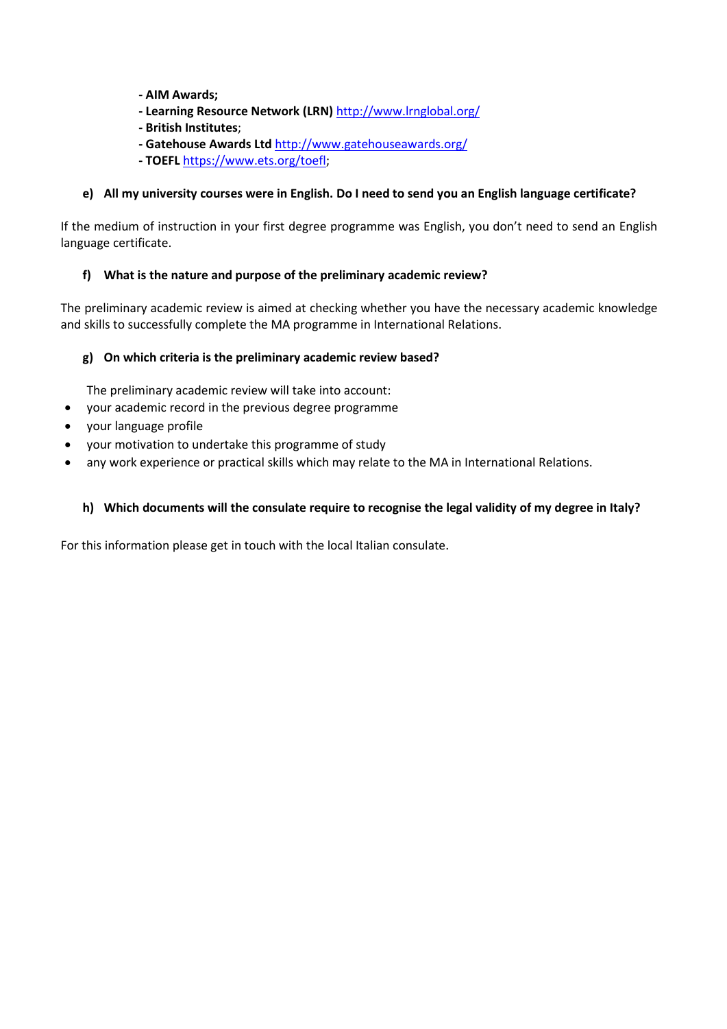- **AIM Awards;**
- **Learning Resource Network (LRN)** http://www.lrnglobal.org/
- **British Institutes**;
- **Gatehouse Awards Ltd** http://www.gatehouseawards.org/
- **TOEFL** https://www.ets.org/toefl;

#### e) All my university courses were in English. Do I need to send you an English language certificate?

If the medium of instruction in your first degree programme was English, you don't need to send an English language certificate.

#### f) What is the nature and purpose of the preliminary academic review?

The preliminary academic review is aimed at checking whether you have the necessary academic knowledge and skills to successfully complete the MA programme in International Relations.

#### g) On which criteria is the preliminary academic review based?

The preliminary academic review will take into account:

- your academic record in the previous degree programme
- your language profile
- your motivation to undertake this programme of study
- any work experience or practical skills which may relate to the MA in International Relations.

#### h) Which documents will the consulate require to recognise the legal validity of my degree in Italy?

For this information please get in touch with the local Italian consulate.